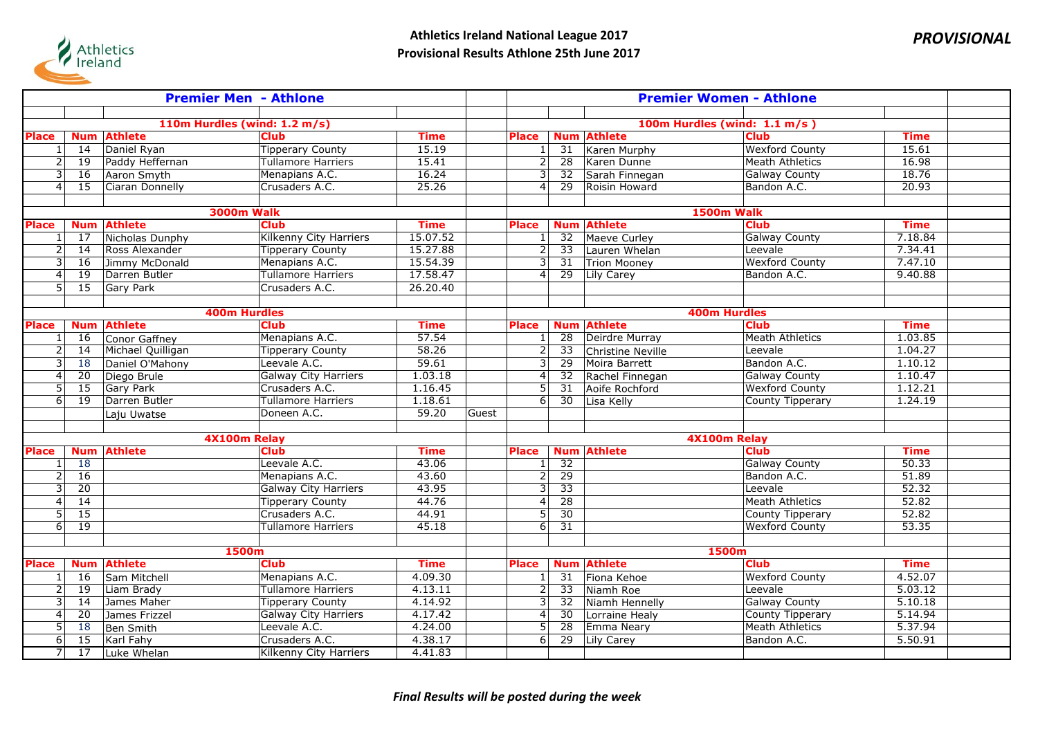# Athletics Ireland National League 2017

## Provisional Results Athlone 25th June 2017

*PROVISIONAL*

## Premier Men - Athlone

### 110m Hurdles (wind: 1.2 m/s)

| Place | Num | Athlete | Club | Time |
|---|---|---|---|---|
| 1 | 14 | Daniel Ryan | Tipperary County | 15.19 |
| 2 | 19 | Paddy Heffernan | Tullamore Harriers | 15.41 |
| 3 | 16 | Aaron Smyth | Menapians A.C. | 16.24 |
| 4 | 15 | Ciaran Donnelly | Crusaders A.C. | 25.26 |

### 3000m Walk

| Place | Num | Athlete | Club | Time |
|---|---|---|---|---|
| 1 | 17 | Nicholas Dunphy | Kilkenny City Harriers | 15.07.52 |
| 2 | 14 | Ross Alexander | Tipperary County | 15.27.88 |
| 3 | 16 | Jimmy McDonald | Menapians A.C. | 15.54.39 |
| 4 | 19 | Darren Butler | Tullamore Harriers | 17.58.47 |
| 5 | 15 | Gary Park | Crusaders A.C. | 26.20.40 |

### 400m Hurdles

| Place | Num | Athlete | Club | Time | |
|---|---|---|---|---|---|
| 1 | 16 | Conor Gaffney | Menapians A.C. | 57.54 | |
| 2 | 14 | Michael Quilligan | Tipperary County | 58.26 | |
| 3 | 18 | Daniel O'Mahony | Leevale A.C. | 59.61 | |
| 4 | 20 | Diego Brule | Galway City Harriers | 1.03.18 | |
| 5 | 15 | Gary Park | Crusaders A.C. | 1.16.45 | |
| 6 | 19 | Darren Butler | Tullamore Harriers | 1.18.61 | |
| | | Laju Uwatse | Doneen A.C. | 59.20 | Guest |

### 4X100m Relay

| Place | Num | Athlete | Club | Time |
|---|---|---|---|---|
| 1 | 18 | | Leevale A.C. | 43.06 |
| 2 | 16 | | Menapians A.C. | 43.60 |
| 3 | 20 | | Galway City Harriers | 43.95 |
| 4 | 14 | | Tipperary County | 44.76 |
| 5 | 15 | | Crusaders A.C. | 44.91 |
| 6 | 19 | | Tullamore Harriers | 45.18 |

### 1500m

| Place | Num | Athlete | Club | Time |
|---|---|---|---|---|
| 1 | 16 | Sam Mitchell | Menapians A.C. | 4.09.30 |
| 2 | 19 | Liam Brady | Tullamore Harriers | 4.13.11 |
| 3 | 14 | James Maher | Tipperary County | 4.14.92 |
| 4 | 20 | James Frizzel | Galway City Harriers | 4.17.42 |
| 5 | 18 | Ben Smith | Leevale A.C. | 4.24.00 |
| 6 | 15 | Karl Fahy | Crusaders A.C. | 4.38.17 |
| 7 | 17 | Luke Whelan | Kilkenny City Harriers | 4.41.83 |

## Premier Women - Athlone

### 100m Hurdles (wind: 1.1 m/s )

| Place | Num | Athlete | Club | Time |
|---|---|---|---|---|
| 1 | 31 | Karen Murphy | Wexford County | 15.61 |
| 2 | 28 | Karen Dunne | Meath Athletics | 16.98 |
| 3 | 32 | Sarah Finnegan | Galway County | 18.76 |
| 4 | 29 | Roisin Howard | Bandon A.C. | 20.93 |

### 1500m Walk

| Place | Num | Athlete | Club | Time |
|---|---|---|---|---|
| 1 | 32 | Maeve Curley | Galway County | 7.18.84 |
| 2 | 33 | Lauren Whelan | Leevale | 7.34.41 |
| 3 | 31 | Trion Mooney | Wexford County | 7.47.10 |
| 4 | 29 | Lily Carey | Bandon A.C. | 9.40.88 |

### 400m Hurdles

| Place | Num | Athlete | Club | Time |
|---|---|---|---|---|
| 1 | 28 | Deirdre Murray | Meath Athletics | 1.03.85 |
| 2 | 33 | Christine Neville | Leevale | 1.04.27 |
| 3 | 29 | Moira Barrett | Bandon A.C. | 1.10.12 |
| 4 | 32 | Rachel Finnegan | Galway County | 1.10.47 |
| 5 | 31 | Aoife Rochford | Wexford County | 1.12.21 |
| 6 | 30 | Lisa Kelly | County Tipperary | 1.24.19 |

### 4X100m Relay

| Place | Num | Athlete | Club | Time |
|---|---|---|---|---|
| 1 | 32 | | Galway County | 50.33 |
| 2 | 29 | | Bandon A.C. | 51.89 |
| 3 | 33 | | Leevale | 52.32 |
| 4 | 28 | | Meath Athletics | 52.82 |
| 5 | 30 | | County Tipperary | 52.82 |
| 6 | 31 | | Wexford County | 53.35 |

### 1500m

| Place | Num | Athlete | Club | Time |
|---|---|---|---|---|
| 1 | 31 | Fiona Kehoe | Wexford County | 4.52.07 |
| 2 | 33 | Niamh Roe | Leevale | 5.03.12 |
| 3 | 32 | Niamh Hennelly | Galway County | 5.10.18 |
| 4 | 30 | Lorraine Healy | County Tipperary | 5.14.94 |
| 5 | 28 | Emma Neary | Meath Athletics | 5.37.94 |
| 6 | 29 | Lily Carey | Bandon A.C. | 5.50.91 |

*Final Results will be posted during the week*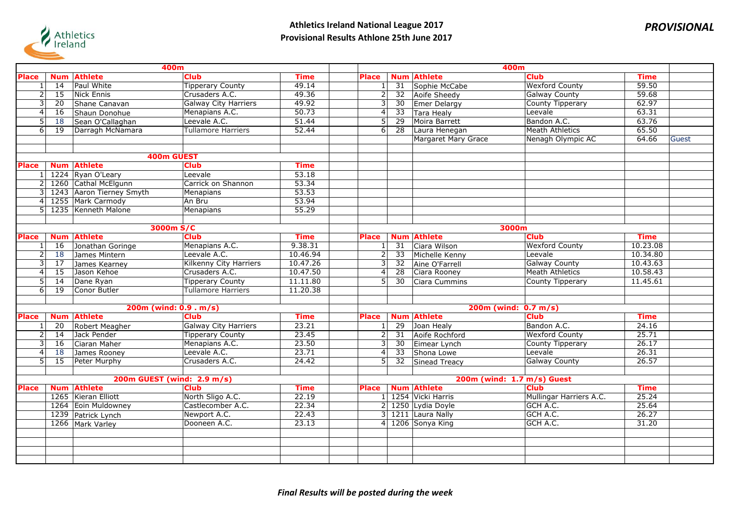# Athletics Ireland National League 2017

## Provisional Results Athlone 25th June 2017

*PROVISIONAL*

### 400m

| Place | Num | Athlete | Club | Time |
|---|---|---|---|---|
| 1 | 14 | Paul White | Tipperary County | 49.14 |
| 2 | 15 | Nick Ennis | Crusaders A.C. | 49.36 |
| 3 | 20 | Shane Canavan | Galway City Harriers | 49.92 |
| 4 | 16 | Shaun Donohue | Menapians A.C. | 50.73 |
| 5 | 18 | Sean O'Callaghan | Leevale A.C. | 51.44 |
| 6 | 19 | Darragh McNamara | Tullamore Harriers | 52.44 |

### 400m GUEST

| Place | Num | Athlete | Club | Time |
|---|---|---|---|---|
| 1 | 1224 | Ryan O'Leary | Leevale | 53.18 |
| 2 | 1260 | Cathal McElgunn | Carrick on Shannon | 53.34 |
| 3 | 1243 | Aaron Tierney Smyth | Menapians | 53.53 |
| 4 | 1255 | Mark Carmody | An Bru | 53.94 |
| 5 | 1235 | Kenneth Malone | Menapians | 55.29 |

### 3000m S/C

| Place | Num | Athlete | Club | Time |
|---|---|---|---|---|
| 1 | 16 | Jonathan Goringe | Menapians A.C. | 9.38.31 |
| 2 | 18 | James Mintern | Leevale A.C. | 10.46.94 |
| 3 | 17 | James Kearney | Kilkenny City Harriers | 10.47.26 |
| 4 | 15 | Jason Kehoe | Crusaders A.C. | 10.47.50 |
| 5 | 14 | Dane Ryan | Tipperary County | 11.11.80 |
| 6 | 19 | Conor Butler | Tullamore Harriers | 11.20.38 |

### 200m (wind: 0.9 . m/s)

| Place | Num | Athlete | Club | Time |
|---|---|---|---|---|
| 1 | 20 | Robert Meagher | Galway City Harriers | 23.21 |
| 2 | 14 | Jack Pender | Tipperary County | 23.45 |
| 3 | 16 | Ciaran Maher | Menapians A.C. | 23.50 |
| 4 | 18 | James Rooney | Leevale A.C. | 23.71 |
| 5 | 15 | Peter Murphy | Crusaders A.C. | 24.42 |

### 200m GUEST (wind: 2.9 m/s)

| Place | Num | Athlete | Club | Time |
|---|---|---|---|---|
| | 1265 | Kieran Elliott | North Sligo A.C. | 22.19 |
| | 1264 | Eoin Muldowney | Castlecomber A.C. | 22.34 |
| | 1239 | Patrick Lynch | Newport A.C. | 22.43 |
| | 1266 | Mark Varley | Dooneen A.C. | 23.13 |

### 400m

| Place | Num | Athlete | Club | Time | |
|---|---|---|---|---|---|
| 1 | 31 | Sophie McCabe | Wexford County | 59.50 | |
| 2 | 32 | Aoife Sheedy | Galway County | 59.68 | |
| 3 | 30 | Emer Delargy | County Tipperary | 62.97 | |
| 4 | 33 | Tara Healy | Leevale | 63.31 | |
| 5 | 29 | Moira Barrett | Bandon A.C. | 63.76 | |
| 6 | 28 | Laura Henegan | Meath Athletics | 65.50 | |
| | | Margaret Mary Grace | Nenagh Olympic AC | 64.66 | Guest |

### 3000m

| Place | Num | Athlete | Club | Time |
|---|---|---|---|---|
| 1 | 31 | Ciara Wilson | Wexford County | 10.23.08 |
| 2 | 33 | Michelle Kenny | Leevale | 10.34.80 |
| 3 | 32 | Aine O'Farrell | Galway County | 10.43.63 |
| 4 | 28 | Ciara Rooney | Meath Athletics | 10.58.43 |
| 5 | 30 | Ciara Cummins | County Tipperary | 11.45.61 |

### 200m (wind: 0.7 m/s)

| Place | Num | Athlete | Club | Time |
|---|---|---|---|---|
| 1 | 29 | Joan Healy | Bandon A.C. | 24.16 |
| 2 | 31 | Aoife Rochford | Wexford County | 25.71 |
| 3 | 30 | Eimear Lynch | County Tipperary | 26.17 |
| 4 | 33 | Shona Lowe | Leevale | 26.31 |
| 5 | 32 | Sinead Treacy | Galway County | 26.57 |

### 200m (wind: 1.7 m/s) Guest

| Place | Num | Athlete | Club | Time |
|---|---|---|---|---|
| 1 | 1254 | Vicki Harris | Mullingar Harriers A.C. | 25.24 |
| 2 | 1250 | Lydia Doyle | GCH A.C. | 25.64 |
| 3 | 1211 | Laura Nally | GCH A.C. | 26.27 |
| 4 | 1206 | Sonya King | GCH A.C. | 31.20 |

*Final Results will be posted during the week*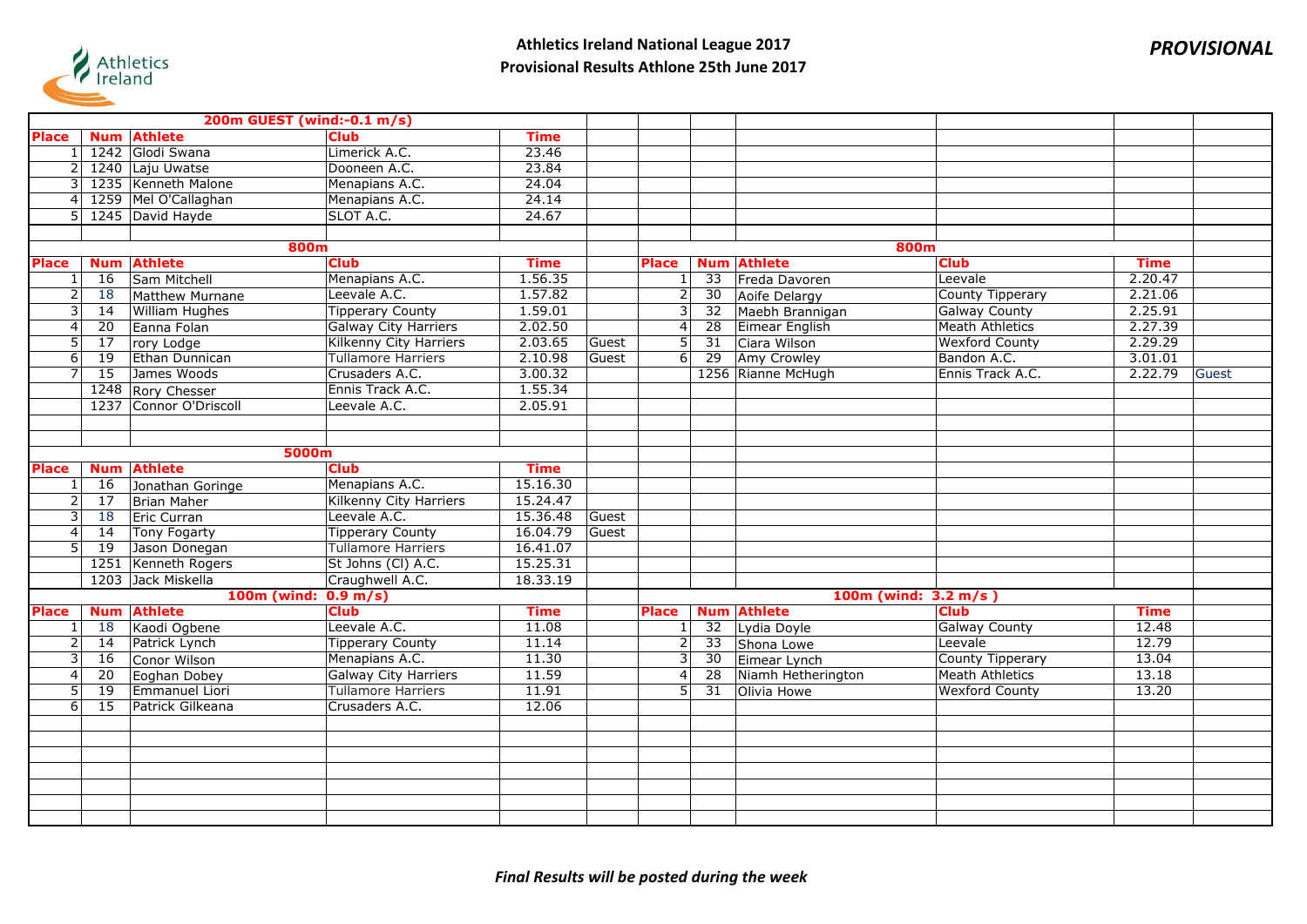# Athletics Ireland National League 2017

## Provisional Results Athlone 25th June 2017

***PROVISIONAL***

### 200m GUEST (wind:-0.1 m/s)

| Place | Num | Athlete | Club | Time |
|---|---|---|---|---|
| 1 | 1242 | Glodi Swana | Limerick A.C. | 23.46 |
| 2 | 1240 | Laju Uwatse | Dooneen A.C. | 23.84 |
| 3 | 1235 | Kenneth Malone | Menapians A.C. | 24.04 |
| 4 | 1259 | Mel O'Callaghan | Menapians A.C. | 24.14 |
| 5 | 1245 | David Hayde | SLOT A.C. | 24.67 |

### 800m

| Place | Num | Athlete | Club | Time | |
|---|---|---|---|---|---|
| 1 | 16 | Sam Mitchell | Menapians A.C. | 1.56.35 | |
| 2 | 18 | Matthew Murnane | Leevale A.C. | 1.57.82 | |
| 3 | 14 | William Hughes | Tipperary County | 1.59.01 | |
| 4 | 20 | Eanna Folan | Galway City Harriers | 2.02.50 | |
| 5 | 17 | rory Lodge | Kilkenny City Harriers | 2.03.65 | Guest |
| 6 | 19 | Ethan Dunnican | Tullamore Harriers | 2.10.98 | Guest |
| 7 | 15 | James Woods | Crusaders A.C. | 3.00.32 | |
| | 1248 | Rory Chesser | Ennis Track A.C. | 1.55.34 | |
| | 1237 | Connor O'Driscoll | Leevale A.C. | 2.05.91 | |

### 800m

| Place | Num | Athlete | Club | Time | |
|---|---|---|---|---|---|
| 1 | 33 | Freda Davoren | Leevale | 2.20.47 | |
| 2 | 30 | Aoife Delargy | County Tipperary | 2.21.06 | |
| 3 | 32 | Maebh Brannigan | Galway County | 2.25.91 | |
| 4 | 28 | Eimear English | Meath Athletics | 2.27.39 | |
| 5 | 31 | Ciara Wilson | Wexford County | 2.29.29 | |
| 6 | 29 | Amy Crowley | Bandon A.C. | 3.01.01 | |
| | 1256 | Rianne McHugh | Ennis Track A.C. | 2.22.79 | Guest |

### 5000m

| Place | Num | Athlete | Club | Time | |
|---|---|---|---|---|---|
| 1 | 16 | Jonathan Goringe | Menapians A.C. | 15.16.30 | |
| 2 | 17 | Brian Maher | Kilkenny City Harriers | 15.24.47 | |
| 3 | 18 | Eric Curran | Leevale A.C. | 15.36.48 | Guest |
| 4 | 14 | Tony Fogarty | Tipperary County | 16.04.79 | Guest |
| 5 | 19 | Jason Donegan | Tullamore Harriers | 16.41.07 | |
| | 1251 | Kenneth Rogers | St Johns (Cl) A.C. | 15.25.31 | |
| | 1203 | Jack Miskella | Craughwell A.C. | 18.33.19 | |

### 100m (wind: 0.9 m/s)

| Place | Num | Athlete | Club | Time |
|---|---|---|---|---|
| 1 | 18 | Kaodi Ogbene | Leevale A.C. | 11.08 |
| 2 | 14 | Patrick Lynch | Tipperary County | 11.14 |
| 3 | 16 | Conor Wilson | Menapians A.C. | 11.30 |
| 4 | 20 | Eoghan Dobey | Galway City Harriers | 11.59 |
| 5 | 19 | Emmanuel Liori | Tullamore Harriers | 11.91 |
| 6 | 15 | Patrick Gilkeana | Crusaders A.C. | 12.06 |

### 100m (wind: 3.2 m/s )

| Place | Num | Athlete | Club | Time |
|---|---|---|---|---|
| 1 | 32 | Lydia Doyle | Galway County | 12.48 |
| 2 | 33 | Shona Lowe | Leevale | 12.79 |
| 3 | 30 | Eimear Lynch | County Tipperary | 13.04 |
| 4 | 28 | Niamh Hetherington | Meath Athletics | 13.18 |
| 5 | 31 | Olivia Howe | Wexford County | 13.20 |

*Final Results will be posted during the week*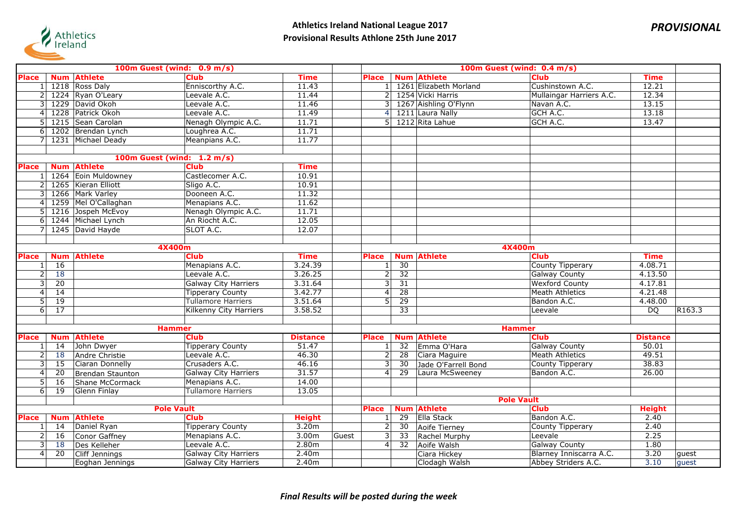**Athletics Ireland National League 2017**

**Provisional Results Athlone 25th June 2017**

***PROVISIONAL***

### 100m Guest (wind: 0.9 m/s)

| Place | Num | Athlete | Club | Time |
|---|---|---|---|---|
| 1 | 1218 | Ross Daly | Enniscorthy A.C. | 11.43 |
| 2 | 1224 | Ryan O'Leary | Leevale A.C. | 11.44 |
| 3 | 1229 | David Okoh | Leevale A.C. | 11.46 |
| 4 | 1228 | Patrick Okoh | Leevale A.C. | 11.49 |
| 5 | 1215 | Sean Carolan | Nenagh Olympic A.C. | 11.71 |
| 6 | 1202 | Brendan Lynch | Loughrea A.C. | 11.71 |
| 7 | 1231 | Michael Deady | Meanpians A.C. | 11.77 |

### 100m Guest (wind: 1.2 m/s)

| Place | Num | Athlete | Club | Time |
|---|---|---|---|---|
| 1 | 1264 | Eoin Muldowney | Castlecomer A.C. | 10.91 |
| 2 | 1265 | Kieran Elliott | Sligo A.C. | 10.91 |
| 3 | 1266 | Mark Varley | Dooneen A.C. | 11.32 |
| 4 | 1259 | Mel O'Callaghan | Menapians A.C. | 11.62 |
| 5 | 1216 | Jospeh McEvoy | Nenagh Olympic A.C. | 11.71 |
| 6 | 1244 | Michael Lynch | An Riocht A.C. | 12.05 |
| 7 | 1245 | David Hayde | SLOT A.C. | 12.07 |

### 100m Guest (wind: 0.4 m/s)

| Place | Num | Athlete | Club | Time |
|---|---|---|---|---|
| 1 | 1261 | Elizabeth Morland | Cushinstown A.C. | 12.21 |
| 2 | 1254 | Vicki Harris | Mullaingar Harriers A.C. | 12.34 |
| 3 | 1267 | Aishling O'Flynn | Navan A.C. | 13.15 |
| 4 | 1211 | Laura Nally | GCH A.C. | 13.18 |
| 5 | 1212 | Rita Lahue | GCH A.C. | 13.47 |

### 4X400m

| Place | Num | Athlete | Club | Time |
|---|---|---|---|---|
| 1 | 16 | | Menapians A.C. | 3.24.39 |
| 2 | 18 | | Leevale A.C. | 3.26.25 |
| 3 | 20 | | Galway City Harriers | 3.31.64 |
| 4 | 14 | | Tipperary County | 3.42.77 |
| 5 | 19 | | Tullamore Harriers | 3.51.64 |
| 6 | 17 | | Kilkenny City Harriers | 3.58.52 |

### 4X400m

| Place | Num | Athlete | Club | Time | |
|---|---|---|---|---|---|
| 1 | 30 | | County Tipperary | 4.08.71 | |
| 2 | 32 | | Galway County | 4.13.50 | |
| 3 | 31 | | Wexford County | 4.17.81 | |
| 4 | 28 | | Meath Athletics | 4.21.48 | |
| 5 | 29 | | Bandon A.C. | 4.48.00 | |
| | 33 | | Leevale | DQ | R163.3 |

### Hammer

| Place | Num | Athlete | Club | Distance |
|---|---|---|---|---|
| 1 | 14 | John Dwyer | Tipperary County | 51.47 |
| 2 | 18 | Andre Christie | Leevale A.C. | 46.30 |
| 3 | 15 | Ciaran Donnelly | Crusaders A.C. | 46.16 |
| 4 | 20 | Brendan Staunton | Galway City Harriers | 31.57 |
| 5 | 16 | Shane McCormack | Menapians A.C. | 14.00 |
| 6 | 19 | Glenn Finlay | Tullamore Harriers | 13.05 |

### Hammer

| Place | Num | Athlete | Club | Distance |
|---|---|---|---|---|
| 1 | 32 | Emma O'Hara | Galway County | 50.01 |
| 2 | 28 | Ciara Maguire | Meath Athletics | 49.51 |
| 3 | 30 | Jade O'Farrell Bond | County Tipperary | 38.83 |
| 4 | 29 | Laura McSweeney | Bandon A.C. | 26.00 |

### Pole Vault

| Place | Num | Athlete | Club | Height | |
|---|---|---|---|---|---|
| 1 | 14 | Daniel Ryan | Tipperary County | 3.20m | |
| 2 | 16 | Conor Gaffney | Menapians A.C. | 3.00m | Guest |
| 3 | 18 | Des Kelleher | Leevale A.C. | 2.80m | |
| 4 | 20 | Cliff Jennings | Galway City Harriers | 2.40m | |
| | | Eoghan Jennings | Galway City Harriers | 2.40m | |

### Pole Vault

| Place | Num | Athlete | Club | Height | |
|---|---|---|---|---|---|
| 1 | 29 | Ella Stack | Bandon A.C. | 2.40 | |
| 2 | 30 | Aoife Tierney | County Tipperary | 2.40 | |
| 3 | 33 | Rachel Murphy | Leevale | 2.25 | |
| 4 | 32 | Aoife Walsh | Galway County | 1.80 | |
| | | Ciara Hickey | Blarney Inniscarra A.C. | 3.20 | guest |
| | | Clodagh Walsh | Abbey Striders A.C. | 3.10 | guest |

*Final Results will be posted during the week*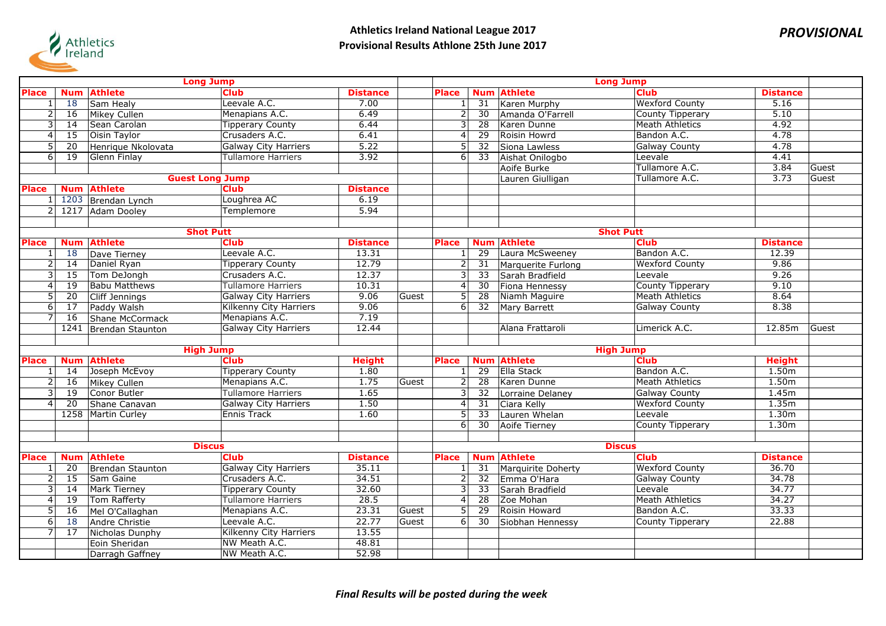**Athletics Ireland National League 2017**
**Provisional Results Athlone 25th June 2017**

***PROVISIONAL***

| Long Jump | | | | | | Long Jump | | | | | |
|---|---|---|---|---|---|---|---|---|---|---|---|
| **Place** | **Num** | **Athlete** | **Club** | **Distance** | | **Place** | **Num** | **Athlete** | **Club** | **Distance** | |
| 1 | 18 | Sam Healy | Leevale A.C. | 7.00 | | 1 | 31 | Karen Murphy | Wexford County | 5.16 | |
| 2 | 16 | Mikey Cullen | Menapians A.C. | 6.49 | | 2 | 30 | Amanda O'Farrell | County Tipperary | 5.10 | |
| 3 | 14 | Sean Carolan | Tipperary County | 6.44 | | 3 | 28 | Karen Dunne | Meath Athletics | 4.92 | |
| 4 | 15 | Oisin Taylor | Crusaders A.C. | 6.41 | | 4 | 29 | Roisin Howrd | Bandon A.C. | 4.78 | |
| 5 | 20 | Henrique Nkolovata | Galway City Harriers | 5.22 | | 5 | 32 | Siona Lawless | Galway County | 4.78 | |
| 6 | 19 | Glenn Finlay | Tullamore Harriers | 3.92 | | 6 | 33 | Aishat Onilogbo | Leevale | 4.41 | |
| | | | | | | | | Aoife Burke | Tullamore A.C. | 3.84 | Guest |
| Guest Long Jump | | | | | | | | Lauren Giulligan | Tullamore A.C. | 3.73 | Guest |
| **Place** | **Num** | **Athlete** | **Club** | **Distance** | | | | | | | |
| 1 | 1203 | Brendan Lynch | Loughrea AC | 6.19 | | | | | | | |
| 2 | 1217 | Adam Dooley | Templemore | 5.94 | | | | | | | |
| | | | | | | | | | | | |
| Shot Putt | | | | | | Shot Putt | | | | | |
| **Place** | **Num** | **Athlete** | **Club** | **Distance** | | **Place** | **Num** | **Athlete** | **Club** | **Distance** | |
| 1 | 18 | Dave Tierney | Leevale A.C. | 13.31 | | 1 | 29 | Laura McSweeney | Bandon A.C. | 12.39 | |
| 2 | 14 | Daniel Ryan | Tipperary County | 12.79 | | 2 | 31 | Marquerite Furlong | Wexford County | 9.86 | |
| 3 | 15 | Tom DeJongh | Crusaders A.C. | 12.37 | | 3 | 33 | Sarah Bradfield | Leevale | 9.26 | |
| 4 | 19 | Babu Matthews | Tullamore Harriers | 10.31 | | 4 | 30 | Fiona Hennessy | County Tipperary | 9.10 | |
| 5 | 20 | Cliff Jennings | Galway City Harriers | 9.06 | Guest | 5 | 28 | Niamh Maguire | Meath Athletics | 8.64 | |
| 6 | 17 | Paddy Walsh | Kilkenny City Harriers | 9.06 | | 6 | 32 | Mary Barrett | Galway County | 8.38 | |
| 7 | 16 | Shane McCormack | Menapians A.C. | 7.19 | | | | | | | |
| | 1241 | Brendan Staunton | Galway City Harriers | 12.44 | | | | Alana Frattaroli | Limerick A.C. | 12.85m | Guest |
| | | | | | | | | | | | |
| High Jump | | | | | | High Jump | | | | | |
| **Place** | **Num** | **Athlete** | **Club** | **Height** | | **Place** | **Num** | **Athlete** | **Club** | **Height** | |
| 1 | 14 | Joseph McEvoy | Tipperary County | 1.80 | | 1 | 29 | Ella Stack | Bandon A.C. | 1.50m | |
| 2 | 16 | Mikey Cullen | Menapians A.C. | 1.75 | Guest | 2 | 28 | Karen Dunne | Meath Athletics | 1.50m | |
| 3 | 19 | Conor Butler | Tullamore Harriers | 1.65 | | 3 | 32 | Lorraine Delaney | Galway County | 1.45m | |
| 4 | 20 | Shane Canavan | Galway City Harriers | 1.50 | | 4 | 31 | Ciara Kelly | Wexford County | 1.35m | |
| | 1258 | Martin Curley | Ennis Track | 1.60 | | 5 | 33 | Lauren Whelan | Leevale | 1.30m | |
| | | | | | | 6 | 30 | Aoife Tierney | County Tipperary | 1.30m | |
| | | | | | | | | | | | |
| Discus | | | | | | Discus | | | | | |
| **Place** | **Num** | **Athlete** | **Club** | **Distance** | | **Place** | **Num** | **Athlete** | **Club** | **Distance** | |
| 1 | 20 | Brendan Staunton | Galway City Harriers | 35.11 | | 1 | 31 | Marquirite Doherty | Wexford County | 36.70 | |
| 2 | 15 | Sam Gaine | Crusaders A.C. | 34.51 | | 2 | 32 | Emma O'Hara | Galway County | 34.78 | |
| 3 | 14 | Mark Tierney | Tipperary County | 32.60 | | 3 | 33 | Sarah Bradfield | Leevale | 34.77 | |
| 4 | 19 | Tom Rafferty | Tullamore Harriers | 28.5 | | 4 | 28 | Zoe Mohan | Meath Athletics | 34.27 | |
| 5 | 16 | Mel O'Callaghan | Menapians A.C. | 23.31 | Guest | 5 | 29 | Roisin Howard | Bandon A.C. | 33.33 | |
| 6 | 18 | Andre Christie | Leevale A.C. | 22.77 | Guest | 6 | 30 | Siobhan Hennessy | County Tipperary | 22.88 | |
| 7 | 17 | Nicholas Dunphy | Kilkenny City Harriers | 13.55 | | | | | | | |
| | | Eoin Sheridan | NW Meath A.C. | 48.81 | | | | | | | |
| | | Darragh Gaffney | NW Meath A.C. | 52.98 | | | | | | | |

*Final Results will be posted during the week*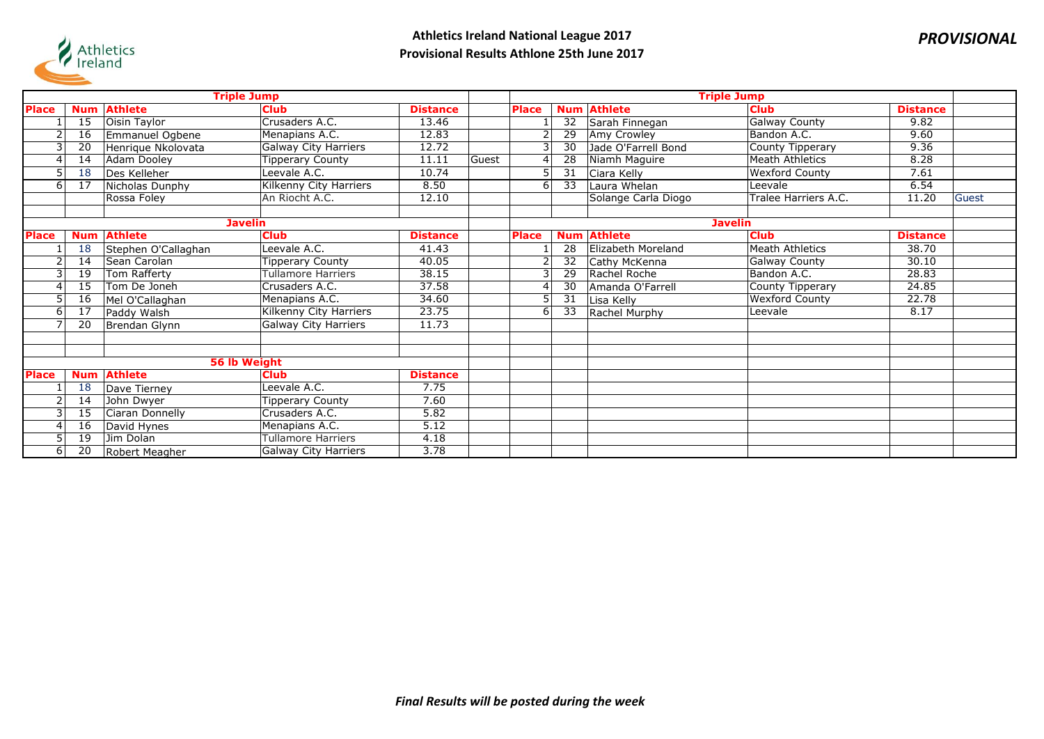**Athletics Ireland National League 2017**
**Provisional Results Athlone 25th June 2017**

***PROVISIONAL***

| Place | Num | Athlete | Club | Distance | | Place | Num | Athlete | Club | Distance | |
|---|---|---|---|---|---|---|---|---|---|---|---|
| **Triple Jump** | | | | | | **Triple Jump** | | | | | |
| **Place** | **Num** | **Athlete** | **Club** | **Distance** | | **Place** | **Num** | **Athlete** | **Club** | **Distance** | |
| 1 | 15 | Oisin Taylor | Crusaders A.C. | 13.46 | | 1 | 32 | Sarah Finnegan | Galway County | 9.82 | |
| 2 | 16 | Emmanuel Ogbene | Menapians A.C. | 12.83 | | 2 | 29 | Amy Crowley | Bandon A.C. | 9.60 | |
| 3 | 20 | Henrique Nkolovata | Galway City Harriers | 12.72 | | 3 | 30 | Jade O'Farrell Bond | County Tipperary | 9.36 | |
| 4 | 14 | Adam Dooley | Tipperary County | 11.11 | Guest | 4 | 28 | Niamh Maguire | Meath Athletics | 8.28 | |
| 5 | 18 | Des Kelleher | Leevale A.C. | 10.74 | | 5 | 31 | Ciara Kelly | Wexford County | 7.61 | |
| 6 | 17 | Nicholas Dunphy | Kilkenny City Harriers | 8.50 | | 6 | 33 | Laura Whelan | Leevale | 6.54 | |
| | | Rossa Foley | An Riocht A.C. | 12.10 | | | | Solange Carla Diogo | Tralee Harriers A.C. | 11.20 | Guest |
| **Javelin** | | | | | | **Javelin** | | | | | |
| **Place** | **Num** | **Athlete** | **Club** | **Distance** | | **Place** | **Num** | **Athlete** | **Club** | **Distance** | |
| 1 | 18 | Stephen O'Callaghan | Leevale A.C. | 41.43 | | 1 | 28 | Elizabeth Moreland | Meath Athletics | 38.70 | |
| 2 | 14 | Sean Carolan | Tipperary County | 40.05 | | 2 | 32 | Cathy McKenna | Galway County | 30.10 | |
| 3 | 19 | Tom Rafferty | Tullamore Harriers | 38.15 | | 3 | 29 | Rachel Roche | Bandon A.C. | 28.83 | |
| 4 | 15 | Tom De Joneh | Crusaders A.C. | 37.58 | | 4 | 30 | Amanda O'Farrell | County Tipperary | 24.85 | |
| 5 | 16 | Mel O'Callaghan | Menapians A.C. | 34.60 | | 5 | 31 | Lisa Kelly | Wexford County | 22.78 | |
| 6 | 17 | Paddy Walsh | Kilkenny City Harriers | 23.75 | | 6 | 33 | Rachel Murphy | Leevale | 8.17 | |
| 7 | 20 | Brendan Glynn | Galway City Harriers | 11.73 | | | | | | | |
| **56 lb Weight** | | | | | | | | | | | |
| **Place** | **Num** | **Athlete** | **Club** | **Distance** | | | | | | | |
| 1 | 18 | Dave Tierney | Leevale A.C. | 7.75 | | | | | | | |
| 2 | 14 | John Dwyer | Tipperary County | 7.60 | | | | | | | |
| 3 | 15 | Ciaran Donnelly | Crusaders A.C. | 5.82 | | | | | | | |
| 4 | 16 | David Hynes | Menapians A.C. | 5.12 | | | | | | | |
| 5 | 19 | Jim Dolan | Tullamore Harriers | 4.18 | | | | | | | |
| 6 | 20 | Robert Meagher | Galway City Harriers | 3.78 | | | | | | | |

***Final Results will be posted during the week***